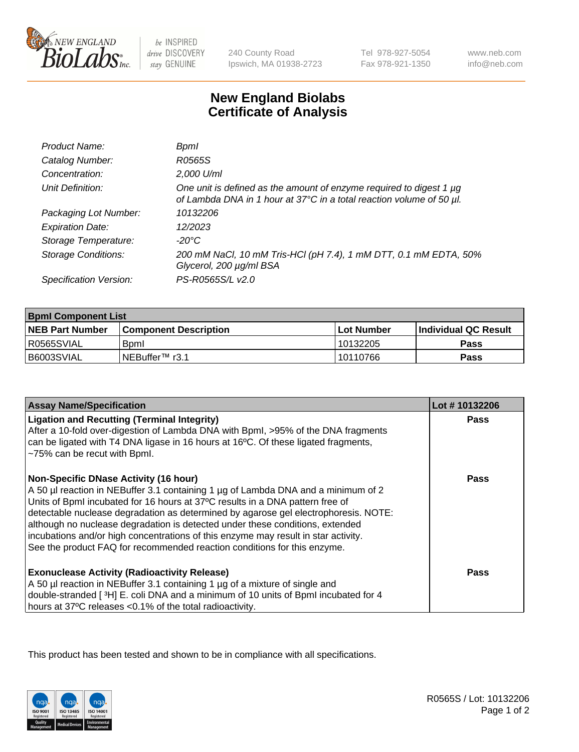# New England Biolabs Certificate of Analysis

| | |
|---|---|
| *Product Name:* | *BpmI* |
| *Catalog Number:* | *R0565S* |
| *Concentration:* | *2,000 U/ml* |
| *Unit Definition:* | *One unit is defined as the amount of enzyme required to digest 1 µg of Lambda DNA in 1 hour at 37°C in a total reaction volume of 50 µl.* |
| *Packaging Lot Number:* | *10132206* |
| *Expiration Date:* | *12/2023* |
| *Storage Temperature:* | *-20°C* |
| *Storage Conditions:* | *200 mM NaCl, 10 mM Tris-HCl (pH 7.4), 1 mM DTT, 0.1 mM EDTA, 50% Glycerol, 200 µg/ml BSA* |
| *Specification Version:* | *PS-R0565S/L v2.0* |

| **BpmI Component List** | | | |
|---|---|---|---|
| **NEB Part Number** | **Component Description** | **Lot Number** | **Individual QC Result** |
| R0565SVIAL | BpmI | 10132205 | **Pass** |
| B6003SVIAL | NEBuffer™ r3.1 | 10110766 | **Pass** |

| **Assay Name/Specification** | **Lot # 10132206** |
|---|---|
| **Ligation and Recutting (Terminal Integrity)** After a 10-fold over-digestion of Lambda DNA with BpmI, >95% of the DNA fragments can be ligated with T4 DNA ligase in 16 hours at 16ºC. Of these ligated fragments, ~75% can be recut with BpmI. | **Pass** |
| **Non-Specific DNase Activity (16 hour)** A 50 µl reaction in NEBuffer 3.1 containing 1 µg of Lambda DNA and a minimum of 2 Units of BpmI incubated for 16 hours at 37ºC results in a DNA pattern free of detectable nuclease degradation as determined by agarose gel electrophoresis. NOTE: although no nuclease degradation is detected under these conditions, extended incubations and/or high concentrations of this enzyme may result in star activity. See the product FAQ for recommended reaction conditions for this enzyme. | **Pass** |
| **Exonuclease Activity (Radioactivity Release)** A 50 µl reaction in NEBuffer 3.1 containing 1 µg of a mixture of single and double-stranded [ $^3$H] E. coli DNA and a minimum of 10 units of BpmI incubated for 4 hours at 37ºC releases <0.1% of the total radioactivity. | **Pass** |

This product has been tested and shown to be in compliance with all specifications.

R0565S / Lot: 10132206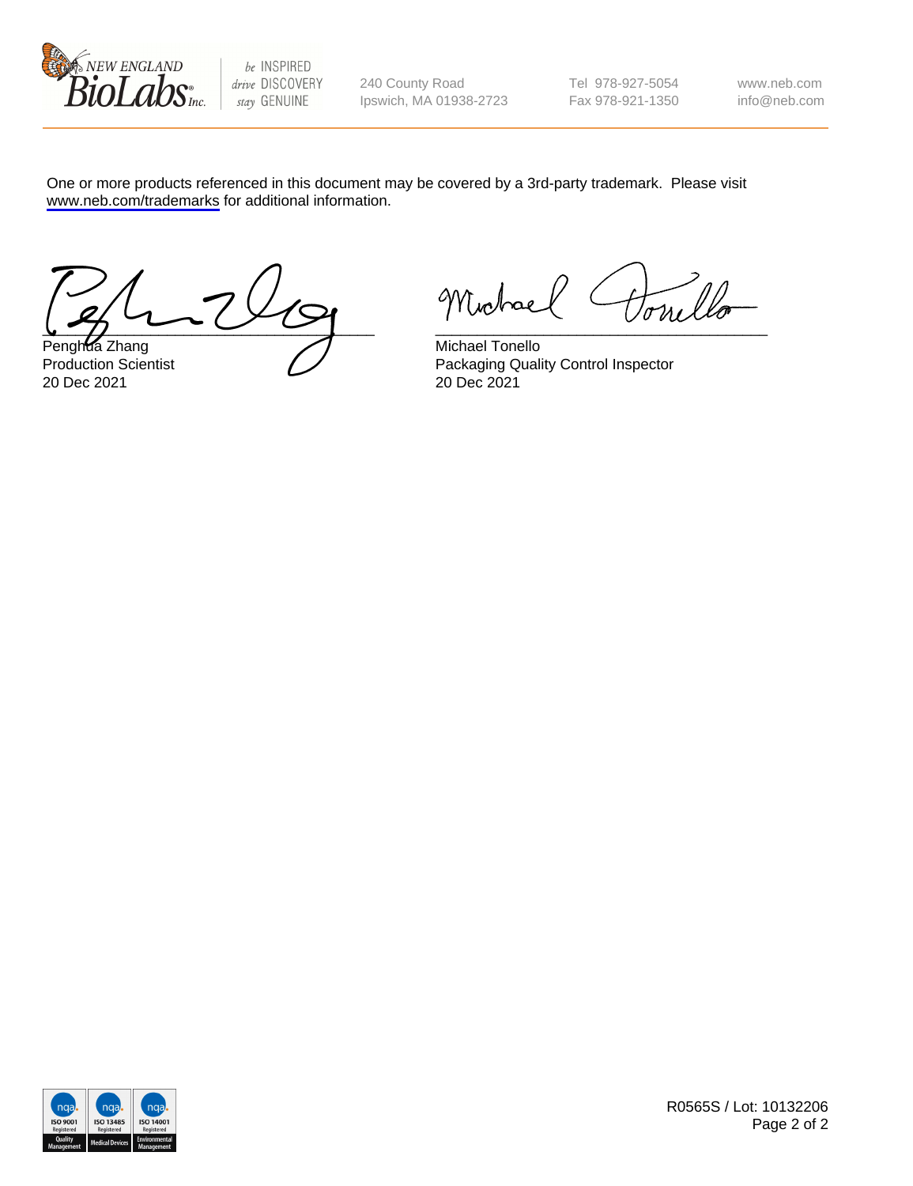One or more products referenced in this document may be covered by a 3rd-party trademark. Please visit www.neb.com/trademarks for additional information.

Penghua Zhang
Production Scientist
20 Dec 2021

Michael Tonello
Packaging Quality Control Inspector
20 Dec 2021

R0565S / Lot: 10132206